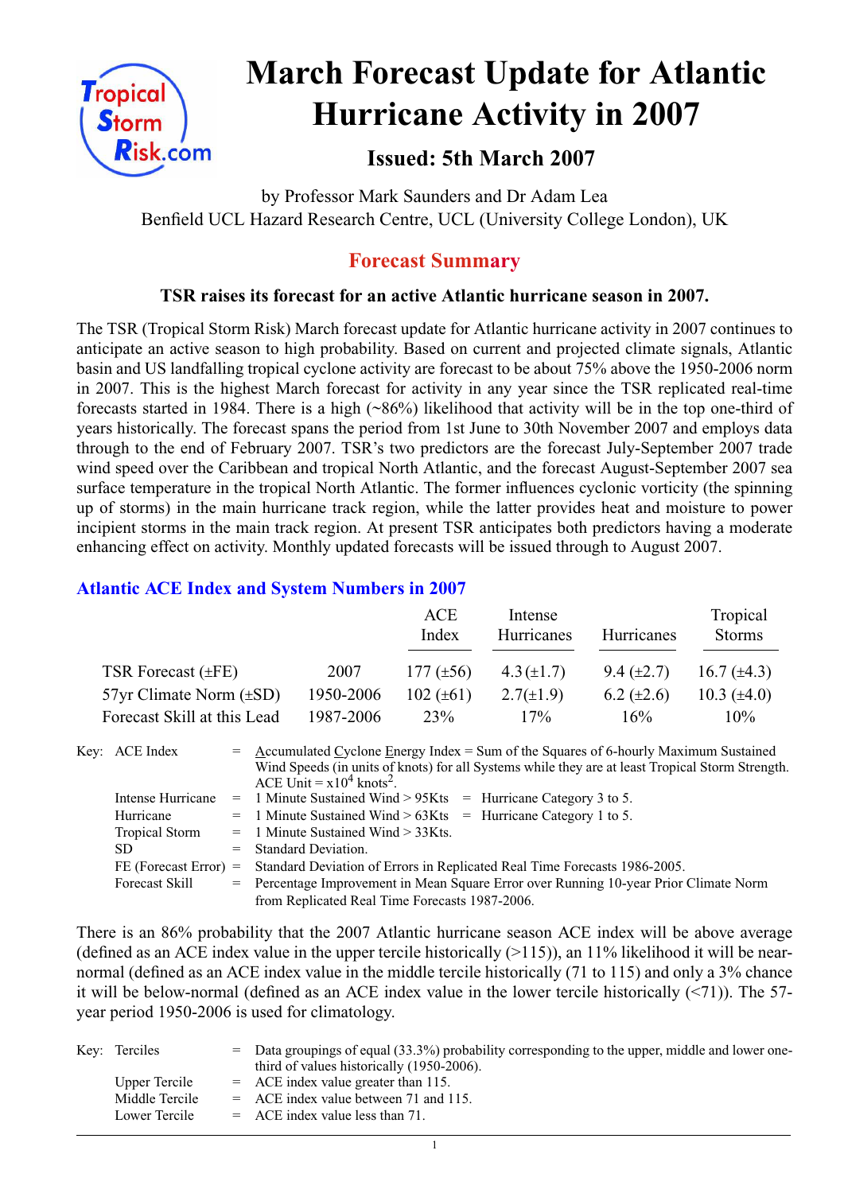# March Forecast Update for Atlantic Hurricane Activity in 2007

### Issued: 5th March 2007

by Professor Mark Saunders and Dr Adam Lea
Benfield UCL Hazard Research Centre, UCL (University College London), UK

## Forecast Summary

**TSR raises its forecast for an active Atlantic hurricane season in 2007.**

The TSR (Tropical Storm Risk) March forecast update for Atlantic hurricane activity in 2007 continues to anticipate an active season to high probability. Based on current and projected climate signals, Atlantic basin and US landfalling tropical cyclone activity are forecast to be about 75% above the 1950-2006 norm in 2007. This is the highest March forecast for activity in any year since the TSR replicated real-time forecasts started in 1984. There is a high (~86%) likelihood that activity will be in the top one-third of years historically. The forecast spans the period from 1st June to 30th November 2007 and employs data through to the end of February 2007. TSR's two predictors are the forecast July-September 2007 trade wind speed over the Caribbean and tropical North Atlantic, and the forecast August-September 2007 sea surface temperature in the tropical North Atlantic. The former influences cyclonic vorticity (the spinning up of storms) in the main hurricane track region, while the latter provides heat and moisture to power incipient storms in the main track region. At present TSR anticipates both predictors having a moderate enhancing effect on activity. Monthly updated forecasts will be issued through to August 2007.

### Atlantic ACE Index and System Numbers in 2007

| | | ACE Index | Intense Hurricanes | Hurricanes | Tropical Storms |
|---|---|---|---|---|---|
| TSR Forecast (±FE) | 2007 | 177 (±56) | 4.3 (±1.7) | 9.4 (±2.7) | 16.7 (±4.3) |
| 57yr Climate Norm (±SD) | 1950-2006 | 102 (±61) | 2.7(±1.9) | 6.2 (±2.6) | 10.3 (±4.0) |
| Forecast Skill at this Lead | 1987-2006 | 23% | 17% | 16% | 10% |

Key:
- ACE Index = Accumulated Cyclone Energy Index = Sum of the Squares of 6-hourly Maximum Sustained Wind Speeds (in units of knots) for all Systems while they are at least Tropical Storm Strength. ACE Unit = $x10^4$ knots$^2$.
- Intense Hurricane = 1 Minute Sustained Wind > 95Kts = Hurricane Category 3 to 5.
- Hurricane = 1 Minute Sustained Wind > 63Kts = Hurricane Category 1 to 5.
- Tropical Storm = 1 Minute Sustained Wind > 33Kts.
- SD = Standard Deviation.
- FE (Forecast Error) = Standard Deviation of Errors in Replicated Real Time Forecasts 1986-2005.
- Forecast Skill = Percentage Improvement in Mean Square Error over Running 10-year Prior Climate Norm from Replicated Real Time Forecasts 1987-2006.

There is an 86% probability that the 2007 Atlantic hurricane season ACE index will be above average (defined as an ACE index value in the upper tercile historically (>115)), an 11% likelihood it will be near-normal (defined as an ACE index value in the middle tercile historically (71 to 115) and only a 3% chance it will be below-normal (defined as an ACE index value in the lower tercile historically (<71)). The 57-year period 1950-2006 is used for climatology.

Key:
- Terciles = Data groupings of equal (33.3%) probability corresponding to the upper, middle and lower one-third of values historically (1950-2006).
- Upper Tercile = ACE index value greater than 115.
- Middle Tercile = ACE index value between 71 and 115.
- Lower Tercile = ACE index value less than 71.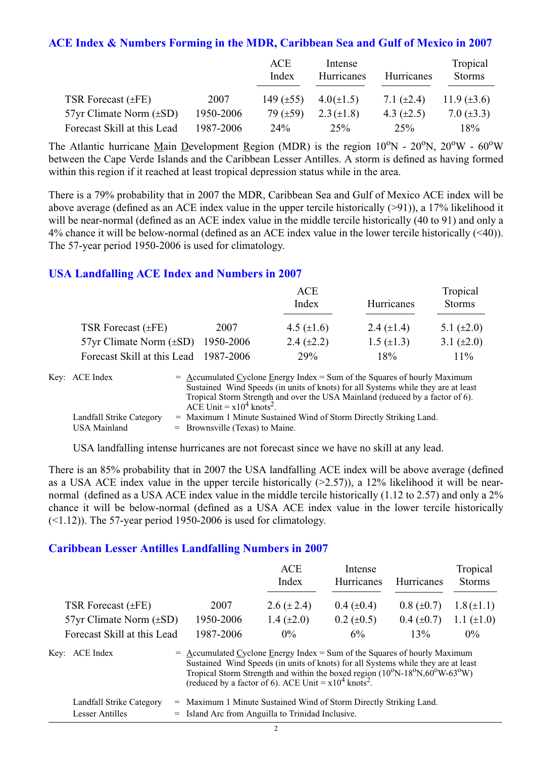## ACE Index & Numbers Forming in the MDR, Caribbean Sea and Gulf of Mexico in 2007

| | | ACE Index | Intense Hurricanes | Hurricanes | Tropical Storms |
|---|---|---|---|---|---|
| TSR Forecast (±FE) | 2007 | 149 (±55) | 4.0(±1.5) | 7.1 (±2.4) | 11.9 (±3.6) |
| 57yr Climate Norm (±SD) | 1950-2006 | 79 (±59) | 2.3 (±1.8) | 4.3 (±2.5) | 7.0 (±3.3) |
| Forecast Skill at this Lead | 1987-2006 | 24% | 25% | 25% | 18% |

The Atlantic hurricane Main Development Region (MDR) is the region 10°N - 20°N, 20°W - 60°W between the Cape Verde Islands and the Caribbean Lesser Antilles. A storm is defined as having formed within this region if it reached at least tropical depression status while in the area.

There is a 79% probability that in 2007 the MDR, Caribbean Sea and Gulf of Mexico ACE index will be above average (defined as an ACE index value in the upper tercile historically (>91)), a 17% likelihood it will be near-normal (defined as an ACE index value in the middle tercile historically (40 to 91) and only a 4% chance it will be below-normal (defined as an ACE index value in the lower tercile historically (<40)). The 57-year period 1950-2006 is used for climatology.

## USA Landfalling ACE Index and Numbers in 2007

| | | ACE Index | Hurricanes | Tropical Storms |
|---|---|---|---|---|
| TSR Forecast (±FE) | 2007 | 4.5 (±1.6) | 2.4 (±1.4) | 5.1 (±2.0) |
| 57yr Climate Norm (±SD) | 1950-2006 | 2.4 (±2.2) | 1.5 (±1.3) | 3.1 (±2.0) |
| Forecast Skill at this Lead | 1987-2006 | 29% | 18% | 11% |

Key: ACE Index = Accumulated Cyclone Energy Index = Sum of the Squares of hourly Maximum Sustained Wind Speeds (in units of knots) for all Systems while they are at least Tropical Storm Strength and over the USA Mainland (reduced by a factor of 6). ACE Unit = $x10^4$ knots$^2$.

Landfall Strike Category = Maximum 1 Minute Sustained Wind of Storm Directly Striking Land.

USA Mainland = Brownsville (Texas) to Maine.

USA landfalling intense hurricanes are not forecast since we have no skill at any lead.

There is an 85% probability that in 2007 the USA landfalling ACE index will be above average (defined as a USA ACE index value in the upper tercile historically (>2.57)), a 12% likelihood it will be near-normal (defined as a USA ACE index value in the middle tercile historically (1.12 to 2.57) and only a 2% chance it will be below-normal (defined as a USA ACE index value in the lower tercile historically (<1.12)). The 57-year period 1950-2006 is used for climatology.

## Caribbean Lesser Antilles Landfalling Numbers in 2007

| | | ACE Index | Intense Hurricanes | Hurricanes | Tropical Storms |
|---|---|---|---|---|---|
| TSR Forecast (±FE) | 2007 | 2.6 (± 2.4) | 0.4 (±0.4) | 0.8 (±0.7) | 1.8 (±1.1) |
| 57yr Climate Norm (±SD) | 1950-2006 | 1.4 (±2.0) | 0.2 (±0.5) | 0.4 (±0.7) | 1.1 (±1.0) |
| Forecast Skill at this Lead | 1987-2006 | 0% | 6% | 13% | 0% |

Key: ACE Index = Accumulated Cyclone Energy Index = Sum of the Squares of hourly Maximum Sustained Wind Speeds (in units of knots) for all Systems while they are at least Tropical Storm Strength and within the boxed region (10°N-18°N,60°W-63°W) (reduced by a factor of 6). ACE Unit = $x10^4$ knots$^2$.

Landfall Strike Category = Maximum 1 Minute Sustained Wind of Storm Directly Striking Land.

Lesser Antilles = Island Arc from Anguilla to Trinidad Inclusive.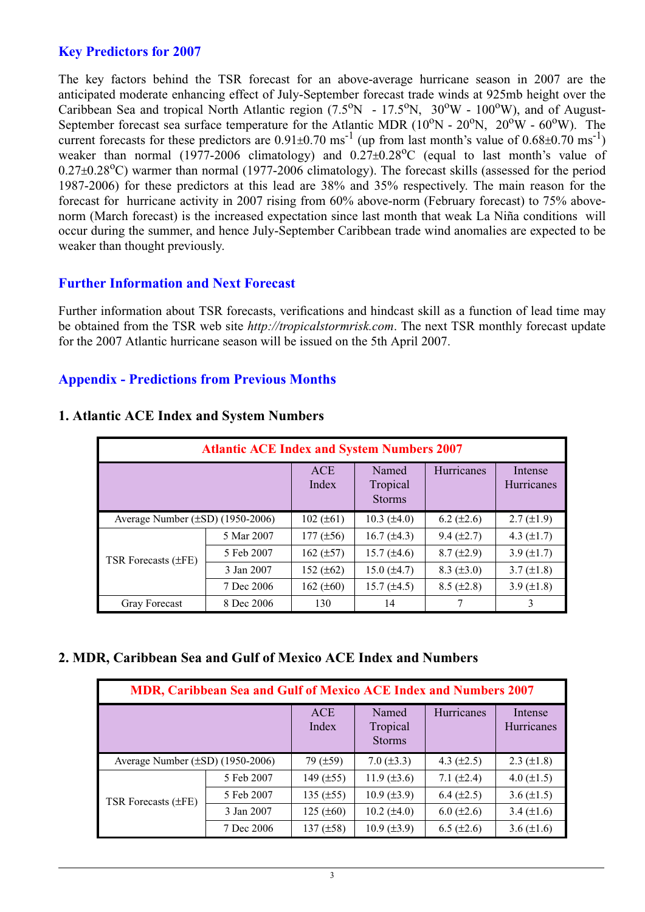## Key Predictors for 2007

The key factors behind the TSR forecast for an above-average hurricane season in 2007 are the anticipated moderate enhancing effect of July-September forecast trade winds at 925mb height over the Caribbean Sea and tropical North Atlantic region (7.5°N - 17.5°N, 30°W - 100°W), and of August-September forecast sea surface temperature for the Atlantic MDR (10°N - 20°N, 20°W - 60°W). The current forecasts for these predictors are 0.91±0.70 $ms^{-1}$ (up from last month's value of 0.68±0.70 $ms^{-1}$) weaker than normal (1977-2006 climatology) and 0.27±0.28°C (equal to last month's value of 0.27±0.28°C) warmer than normal (1977-2006 climatology). The forecast skills (assessed for the period 1987-2006) for these predictors at this lead are 38% and 35% respectively. The main reason for the forecast for hurricane activity in 2007 rising from 60% above-norm (February forecast) to 75% above-norm (March forecast) is the increased expectation since last month that weak La Niña conditions will occur during the summer, and hence July-September Caribbean trade wind anomalies are expected to be weaker than thought previously.

## Further Information and Next Forecast

Further information about TSR forecasts, verifications and hindcast skill as a function of lead time may be obtained from the TSR web site *http://tropicalstormrisk.com*. The next TSR monthly forecast update for the 2007 Atlantic hurricane season will be issued on the 5th April 2007.

## Appendix - Predictions from Previous Months

### 1. Atlantic ACE Index and System Numbers

| Atlantic ACE Index and System Numbers 2007 | | | | | |
|---|---|---|---|---|---|
| | | ACE Index | Named Tropical Storms | Hurricanes | Intense Hurricanes |
| Average Number (±SD) (1950-2006) | | 102 (±61) | 10.3 (±4.0) | 6.2 (±2.6) | 2.7 (±1.9) |
| TSR Forecasts (±FE) | 5 Mar 2007 | 177 (±56) | 16.7 (±4.3) | 9.4 (±2.7) | 4.3 (±1.7) |
| | 5 Feb 2007 | 162 (±57) | 15.7 (±4.6) | 8.7 (±2.9) | 3.9 (±1.7) |
| | 3 Jan 2007 | 152 (±62) | 15.0 (±4.7) | 8.3 (±3.0) | 3.7 (±1.8) |
| | 7 Dec 2006 | 162 (±60) | 15.7 (±4.5) | 8.5 (±2.8) | 3.9 (±1.8) |
| Gray Forecast | 8 Dec 2006 | 130 | 14 | 7 | 3 |

### 2. MDR, Caribbean Sea and Gulf of Mexico ACE Index and Numbers

| MDR, Caribbean Sea and Gulf of Mexico ACE Index and Numbers 2007 | | | | | |
|---|---|---|---|---|---|
| | | ACE Index | Named Tropical Storms | Hurricanes | Intense Hurricanes |
| Average Number (±SD) (1950-2006) | | 79 (±59) | 7.0 (±3.3) | 4.3 (±2.5) | 2.3 (±1.8) |
| TSR Forecasts (±FE) | 5 Feb 2007 | 149 (±55) | 11.9 (±3.6) | 7.1 (±2.4) | 4.0 (±1.5) |
| | 5 Feb 2007 | 135 (±55) | 10.9 (±3.9) | 6.4 (±2.5) | 3.6 (±1.5) |
| | 3 Jan 2007 | 125 (±60) | 10.2 (±4.0) | 6.0 (±2.6) | 3.4 (±1.6) |
| | 7 Dec 2006 | 137 (±58) | 10.9 (±3.9) | 6.5 (±2.6) | 3.6 (±1.6) |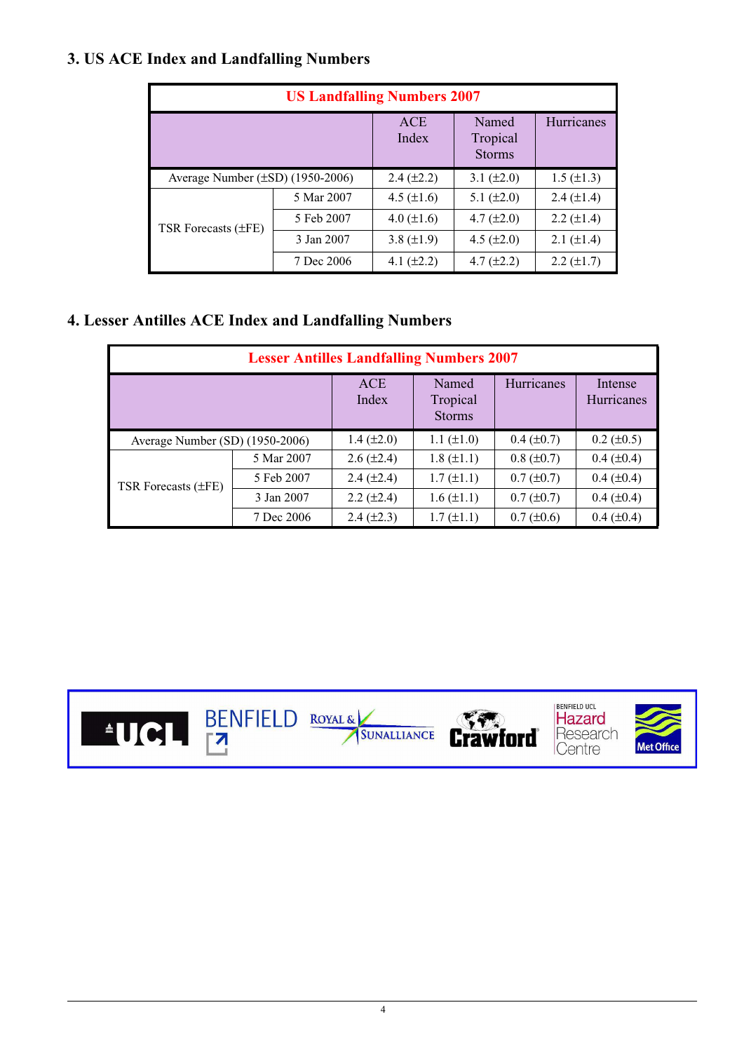## 3. US ACE Index and Landfalling Numbers

| US Landfalling Numbers 2007 | | | | |
|---|---|---|---|---|
| | | ACE Index | Named Tropical Storms | Hurricanes |
| Average Number (±SD) (1950-2006) | | 2.4 (±2.2) | 3.1 (±2.0) | 1.5 (±1.3) |
| TSR Forecasts (±FE) | 5 Mar 2007 | 4.5 (±1.6) | 5.1 (±2.0) | 2.4 (±1.4) |
| | 5 Feb 2007 | 4.0 (±1.6) | 4.7 (±2.0) | 2.2 (±1.4) |
| | 3 Jan 2007 | 3.8 (±1.9) | 4.5 (±2.0) | 2.1 (±1.4) |
| | 7 Dec 2006 | 4.1 (±2.2) | 4.7 (±2.2) | 2.2 (±1.7) |

## 4. Lesser Antilles ACE Index and Landfalling Numbers

| Lesser Antilles Landfalling Numbers 2007 | | | | | |
|---|---|---|---|---|---|
| | | ACE Index | Named Tropical Storms | Hurricanes | Intense Hurricanes |
| Average Number (SD) (1950-2006) | | 1.4 (±2.0) | 1.1 (±1.0) | 0.4 (±0.7) | 0.2 (±0.5) |
| TSR Forecasts (±FE) | 5 Mar 2007 | 2.6 (±2.4) | 1.8 (±1.1) | 0.8 (±0.7) | 0.4 (±0.4) |
| | 5 Feb 2007 | 2.4 (±2.4) | 1.7 (±1.1) | 0.7 (±0.7) | 0.4 (±0.4) |
| | 3 Jan 2007 | 2.2 (±2.4) | 1.6 (±1.1) | 0.7 (±0.7) | 0.4 (±0.4) |
| | 7 Dec 2006 | 2.4 (±2.3) | 1.7 (±1.1) | 0.7 (±0.6) | 0.4 (±0.4) |